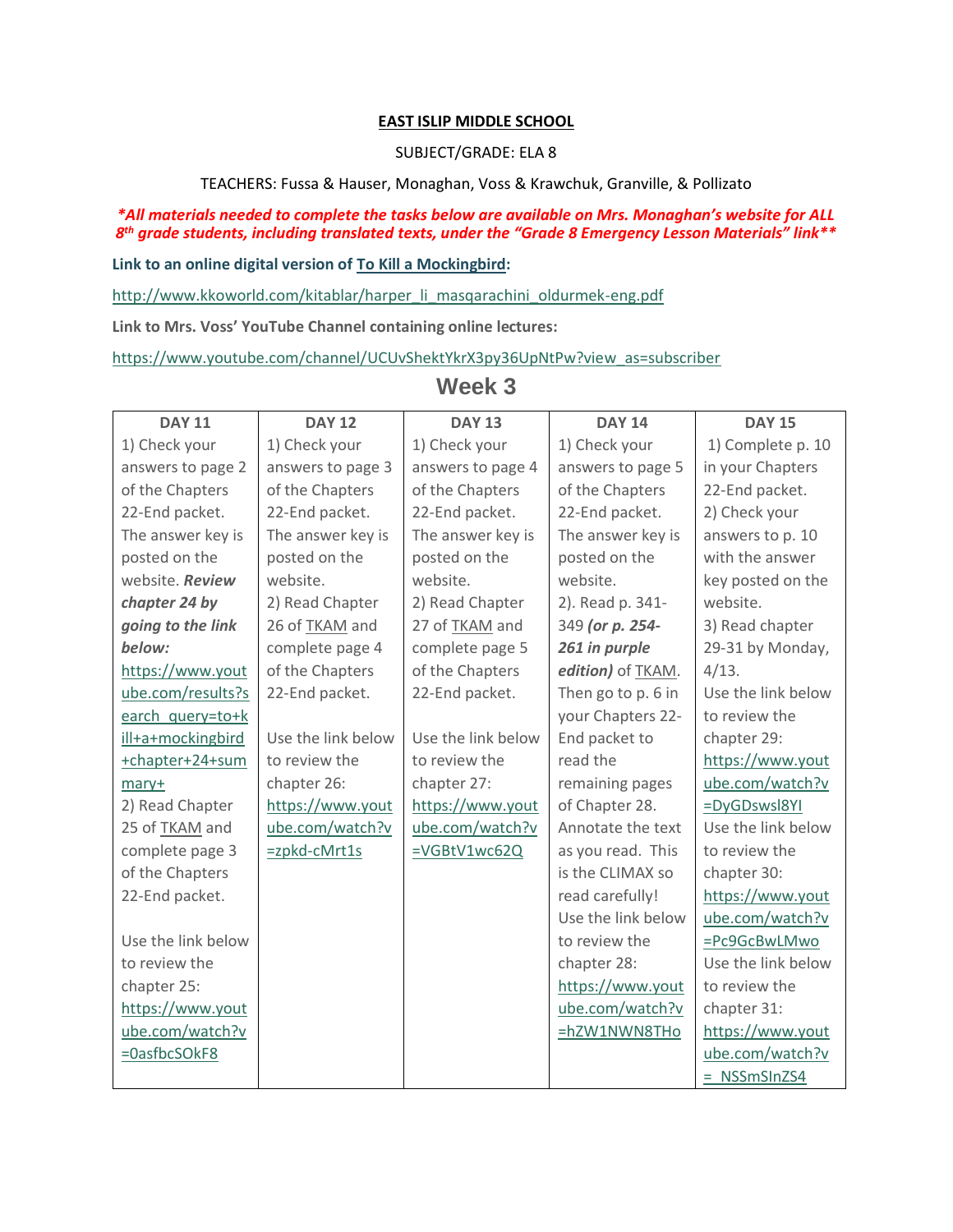**EAST ISLIP MIDDLE SCHOOL**

SUBJECT/GRADE: ELA 8

TEACHERS: Fussa & Hauser, Monaghan, Voss & Krawchuk, Granville, & Pollizato

***All materials needed to complete the tasks below are available on Mrs. Monaghan's website for ALL 8th grade students, including translated texts, under the "Grade 8 Emergency Lesson Materials" link****

**Link to an online digital version of To Kill a Mockingbird:**

http://www.kkoworld.com/kitablar/harper_li_masqarachini_oldurmek-eng.pdf

**Link to Mrs. Voss' YouTube Channel containing online lectures:**

https://www.youtube.com/channel/UCUvShektYkrX3py36UpNtPw?view_as=subscriber

## Week 3

| DAY 11 | DAY 12 | DAY 13 | DAY 14 | DAY 15 |
|---|---|---|---|---|
| 1) Check your answers to page 2 of the Chapters 22-End packet. The answer key is posted on the website. ***Review chapter 24 by going to the link below:*** https://www.youtube.com/results?search_query=to+kill+a+mockingbird+chapter+24+summary+ 2) Read Chapter 25 of TKAM and complete page 3 of the Chapters 22-End packet. Use the link below to review the chapter 25: https://www.youtube.com/watch?v=0asfbcSOkF8 | 1) Check your answers to page 3 of the Chapters 22-End packet. The answer key is posted on the website. 2) Read Chapter 26 of TKAM and complete page 4 of the Chapters 22-End packet. Use the link below to review the chapter 26: https://www.youtube.com/watch?v=zpkd-cMrt1s | 1) Check your answers to page 4 of the Chapters 22-End packet. The answer key is posted on the website. 2) Read Chapter 27 of TKAM and complete page 5 of the Chapters 22-End packet. Use the link below to review the chapter 27: https://www.youtube.com/watch?v=VGBtV1wc62Q | 1) Check your answers to page 5 of the Chapters 22-End packet. The answer key is posted on the website. 2). Read p. 341-349 ***(or p. 254-261 in purple edition)*** of TKAM. Then go to p. 6 in your Chapters 22-End packet to read the remaining pages of Chapter 28. Annotate the text as you read. This is the CLIMAX so read carefully! Use the link below to review the chapter 28: https://www.youtube.com/watch?v=hZW1NWN8THo | 1) Complete p. 10 in your Chapters 22-End packet. 2) Check your answers to p. 10 with the answer key posted on the website. 3) Read chapter 29-31 by Monday, 4/13. Use the link below to review the chapter 29: https://www.youtube.com/watch?v=DyGDswsl8YI Use the link below to review the chapter 30: https://www.youtube.com/watch?v=Pc9GcBwLMwo Use the link below to review the chapter 31: https://www.youtube.com/watch?v=_NSSmSInZS4 |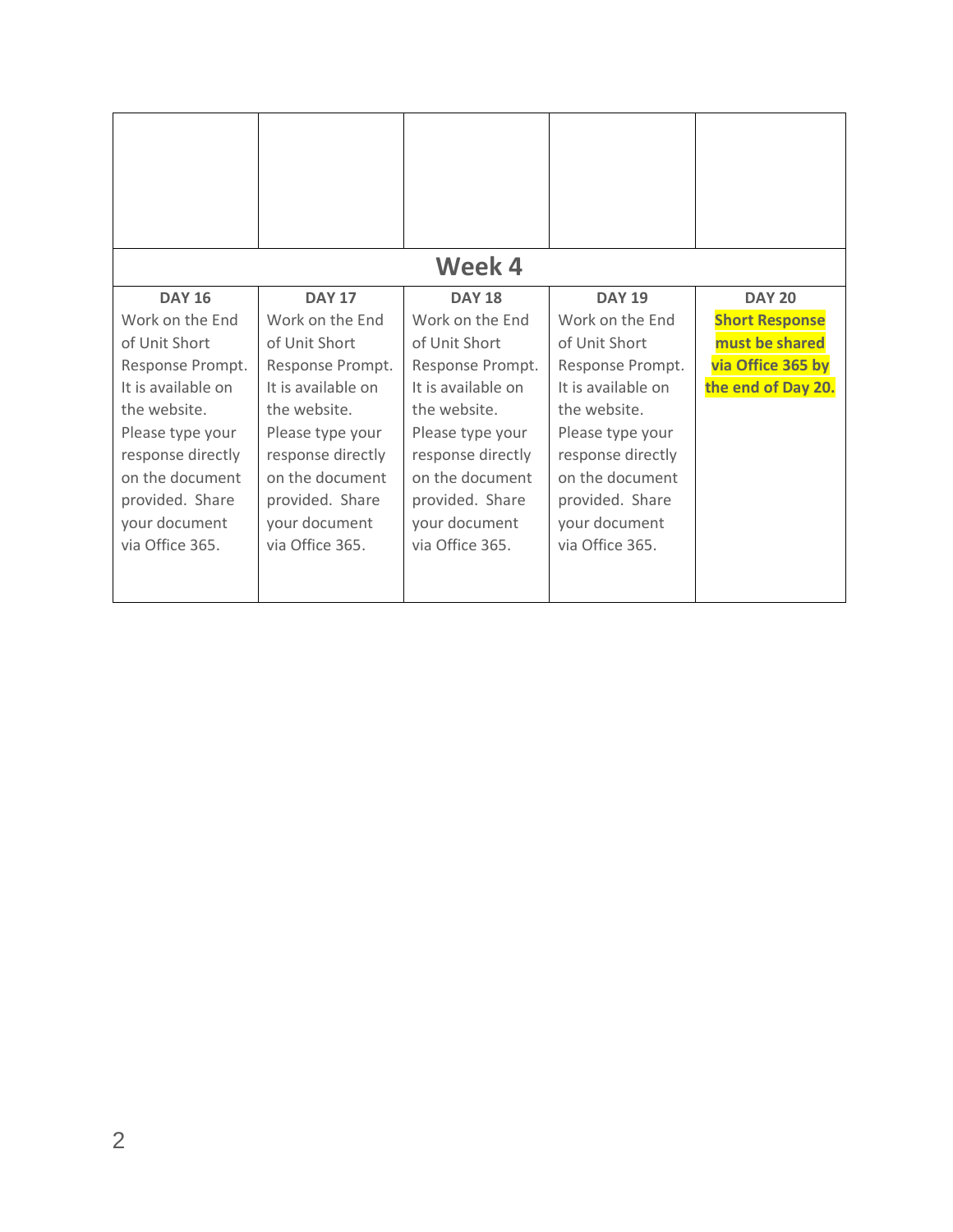| | | | | |
|---|---|---|---|---|
| | | | | |
| **Week 4** | | | | |
| **DAY 16**<br>Work on the End of Unit Short Response Prompt. It is available on the website. Please type your response directly on the document provided. Share your document via Office 365. | **DAY 17**<br>Work on the End of Unit Short Response Prompt. It is available on the website. Please type your response directly on the document provided. Share your document via Office 365. | **DAY 18**<br>Work on the End of Unit Short Response Prompt. It is available on the website. Please type your response directly on the document provided. Share your document via Office 365. | **DAY 19**<br>Work on the End of Unit Short Response Prompt. It is available on the website. Please type your response directly on the document provided. Share your document via Office 365. | **DAY 20**<br>**Short Response must be shared via Office 365 by the end of Day 20.** |